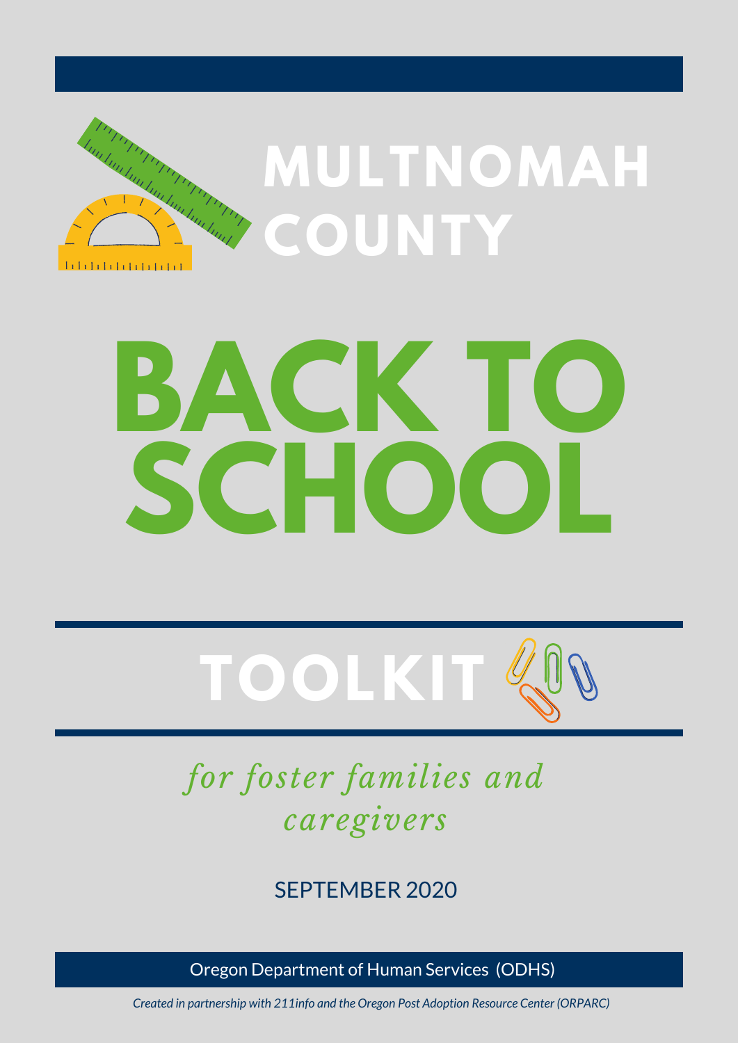# MULTNOMAH COUNTY

# BACK TO SCHOOL

## TOOLKIT

*for foster families and caregivers*

SEPTEMBER 2020

Oregon Department of Human Services (ODHS)

*Created in partnership with 211info and the Oregon Post Adoption Resource Center (ORPARC)*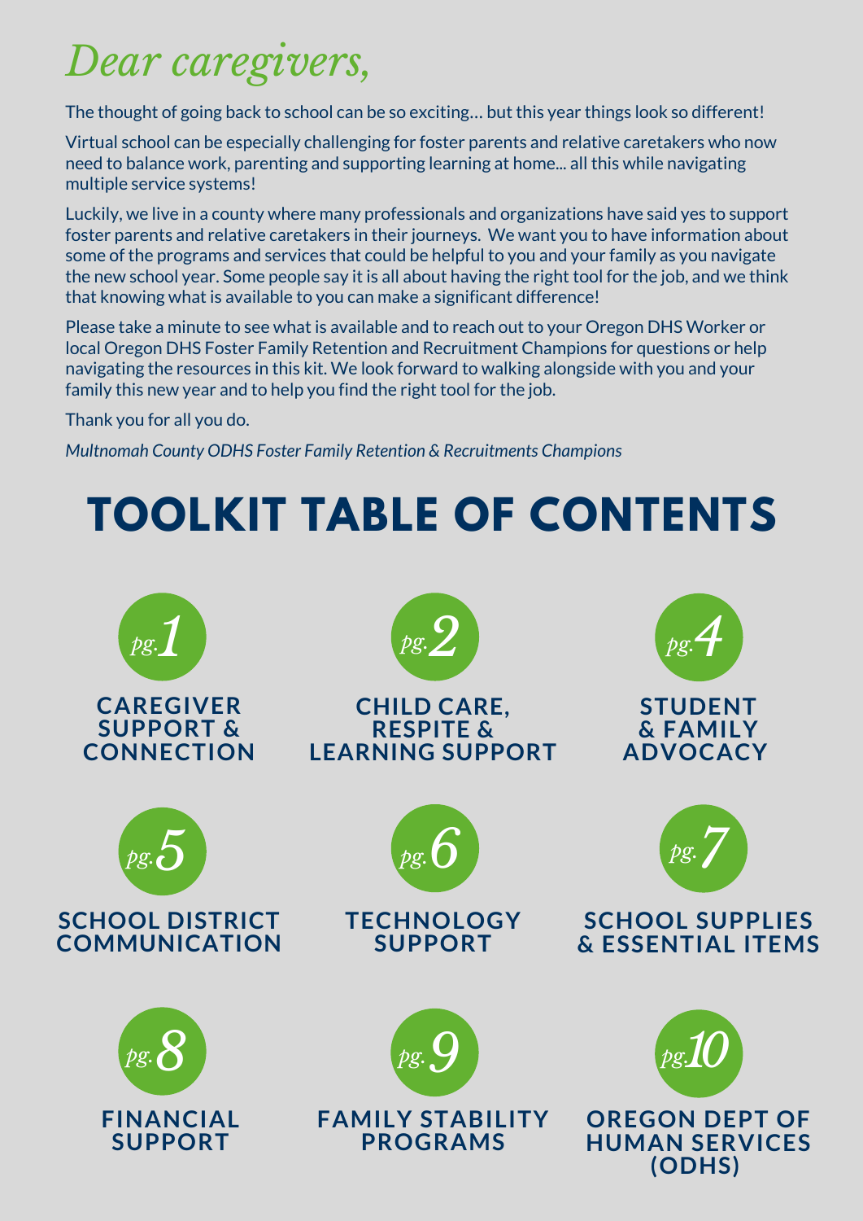# *Dear caregivers,*

The thought of going back to school can be so exciting… but this year things look so different!

Virtual school can be especially challenging for foster parents and relative caretakers who now need to balance work, parenting and supporting learning at home... all this while navigating multiple service systems!

Luckily, we live in a county where many professionals and organizations have said yes to support foster parents and relative caretakers in their journeys. We want you to have information about some of the programs and services that could be helpful to you and your family as you navigate the new school year. Some people say it is all about having the right tool for the job, and we think that knowing what is available to you can make a significant difference!

Please take a minute to see what is available and to reach out to your Oregon DHS Worker or local Oregon DHS Foster Family Retention and Recruitment Champions for questions or help navigating the resources in this kit. We look forward to walking alongside with you and your family this new year and to help you find the right tool for the job.

Thank you for all you do.

*Multnomah County ODHS Foster Family Retention & Recruitments Champions*

# TOOLKIT TABLE OF CONTENTS

- *pg. 1* — **CAREGIVER SUPPORT & CONNECTION**
- *pg. 2* — **CHILD CARE, RESPITE & LEARNING SUPPORT**
- *pg. 4* — **STUDENT & FAMILY ADVOCACY**
- *pg. 5* — **SCHOOL DISTRICT COMMUNICATION**
- *pg. 6* — **TECHNOLOGY SUPPORT**
- *pg. 7* — **SCHOOL SUPPLIES & ESSENTIAL ITEMS**
- *pg. 8* — **FINANCIAL SUPPORT**
- *pg. 9* — **FAMILY STABILITY PROGRAMS**
- *pg. 10* — **OREGON DEPT OF HUMAN SERVICES (ODHS)**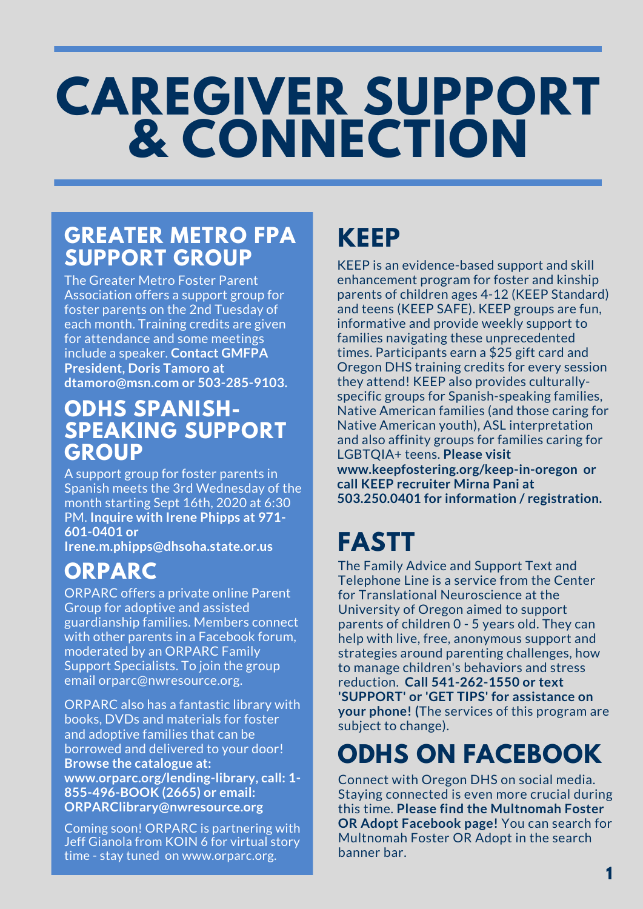# CAREGIVER SUPPORT & CONNECTION

## GREATER METRO FPA SUPPORT GROUP

The Greater Metro Foster Parent Association offers a support group for foster parents on the 2nd Tuesday of each month. Training credits are given for attendance and some meetings include a speaker. **Contact GMFPA President, Doris Tamoro at dtamoro@msn.com or 503-285-9103.**

## ODHS SPANISH-SPEAKING SUPPORT GROUP

A support group for foster parents in Spanish meets the 3rd Wednesday of the month starting Sept 16th, 2020 at 6:30 PM. **Inquire with Irene Phipps at 971-601-0401 or Irene.m.phipps@dhsoha.state.or.us**

## ORPARC

ORPARC offers a private online Parent Group for adoptive and assisted guardianship families. Members connect with other parents in a Facebook forum, moderated by an ORPARC Family Support Specialists. To join the group email orparc@nwresource.org.

ORPARC also has a fantastic library with books, DVDs and materials for foster and adoptive families that can be borrowed and delivered to your door! **Browse the catalogue at: www.orparc.org/lending-library, call: 1-855-496-BOOK (2665) or email: ORPARClibrary@nwresource.org**

Coming soon! ORPARC is partnering with Jeff Gianola from KOIN 6 for virtual story time - stay tuned on www.orparc.org.

## KEEP

KEEP is an evidence-based support and skill enhancement program for foster and kinship parents of children ages 4-12 (KEEP Standard) and teens (KEEP SAFE). KEEP groups are fun, informative and provide weekly support to families navigating these unprecedented times. Participants earn a $25 gift card and Oregon DHS training credits for every session they attend! KEEP also provides culturally-specific groups for Spanish-speaking families, Native American families (and those caring for Native American youth), ASL interpretation and also affinity groups for families caring for LGBTQIA+ teens. **Please visit www.keepfostering.org/keep-in-oregon or call KEEP recruiter Mirna Pani at 503.250.0401 for information / registration.**

## FASTT

The Family Advice and Support Text and Telephone Line is a service from the Center for Translational Neuroscience at the University of Oregon aimed to support parents of children 0 - 5 years old. They can help with live, free, anonymous support and strategies around parenting challenges, how to manage children's behaviors and stress reduction. **Call 541-262-1550 or text 'SUPPORT' or 'GET TIPS' for assistance on your phone! (**The services of this program are subject to change).

## ODHS ON FACEBOOK

Connect with Oregon DHS on social media. Staying connected is even more crucial during this time. **Please find the Multnomah Foster OR Adopt Facebook page!** You can search for Multnomah Foster OR Adopt in the search banner bar.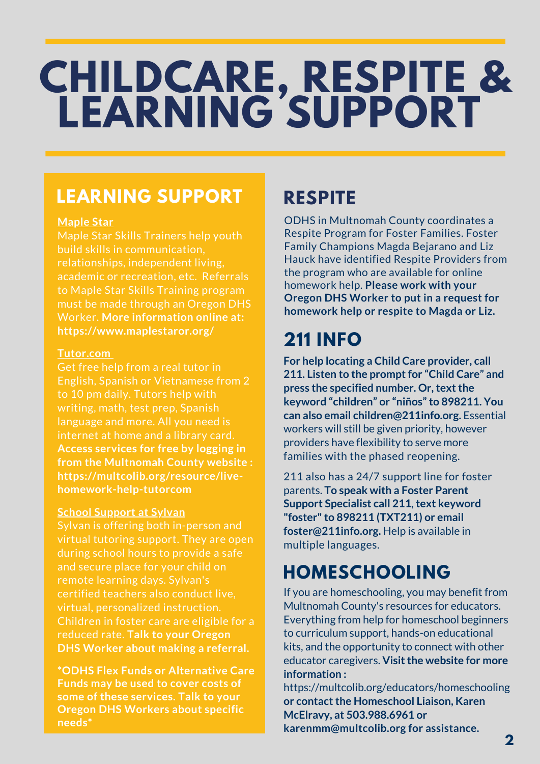# CHILDCARE, RESPITE & LEARNING SUPPORT

## LEARNING SUPPORT

**Maple Star**

Maple Star Skills Trainers help youth build skills in communication, relationships, independent living, academic or recreation, etc. Referrals to Maple Star Skills Training program must be made through an Oregon DHS Worker. **More information online at: https://www.maplestaror.org/**

**Tutor.com**

Get free help from a real tutor in English, Spanish or Vietnamese from 2 to 10 pm daily. Tutors help with writing, math, test prep, Spanish language and more. All you need is internet at home and a library card. **Access services for free by logging in from the Multnomah County website : https://multcolib.org/resource/live-homework-help-tutorcom**

**School Support at Sylvan**

Sylvan is offering both in-person and virtual tutoring support. They are open during school hours to provide a safe and secure place for your child on remote learning days. Sylvan's certified teachers also conduct live, virtual, personalized instruction. Children in foster care are eligible for a reduced rate. **Talk to your Oregon DHS Worker about making a referral.**

***ODHS Flex Funds or Alternative Care Funds may be used to cover costs of some of these services. Talk to your Oregon DHS Workers about specific needs***

## RESPITE

ODHS in Multnomah County coordinates a Respite Program for Foster Families. Foster Family Champions Magda Bejarano and Liz Hauck have identified Respite Providers from the program who are available for online homework help. **Please work with your Oregon DHS Worker to put in a request for homework help or respite to Magda or Liz.**

## 211 INFO

**For help locating a Child Care provider, call 211. Listen to the prompt for "Child Care" and press the specified number. Or, text the keyword "children" or "niños" to 898211. You can also email children@211info.org.** Essential workers will still be given priority, however providers have flexibility to serve more families with the phased reopening.

211 also has a 24/7 support line for foster parents. **To speak with a Foster Parent Support Specialist call 211, text keyword "foster" to 898211 (TXT211) or email foster@211info.org.** Help is available in multiple languages.

## HOMESCHOOLING

If you are homeschooling, you may benefit from Multnomah County's resources for educators. Everything from help for homeschool beginners to curriculum support, hands-on educational kits, and the opportunity to connect with other educator caregivers. **Visit the website for more information :** https://multcolib.org/educators/homeschooling **or contact the Homeschool Liaison, Karen McElravy, at 503.988.6961 or karenmm@multcolib.org for assistance.**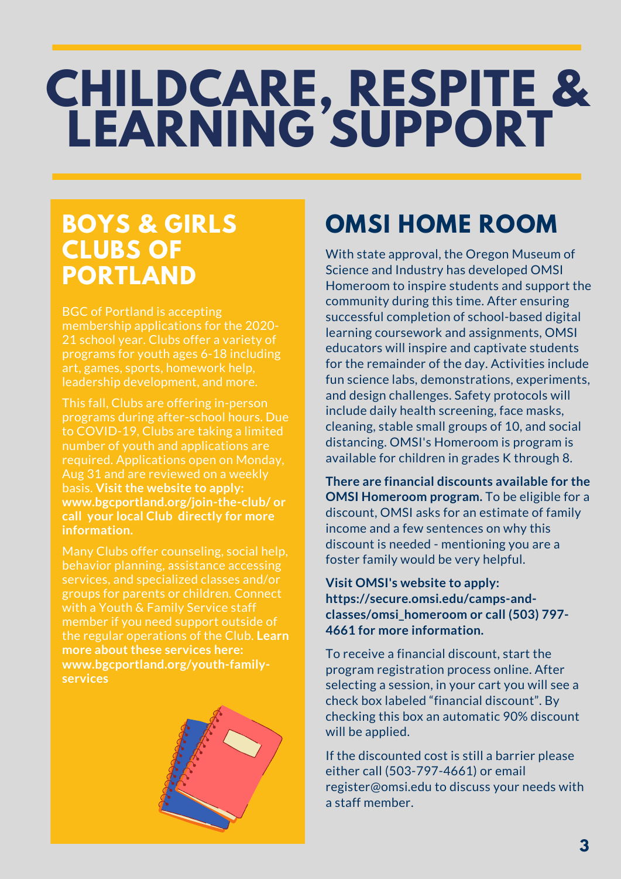# CHILDCARE, RESPITE & LEARNING SUPPORT

## BOYS & GIRLS CLUBS OF PORTLAND

BGC of Portland is accepting membership applications for the 2020-21 school year. Clubs offer a variety of programs for youth ages 6-18 including art, games, sports, homework help, leadership development, and more.

This fall, Clubs are offering in-person programs during after-school hours. Due to COVID-19, Clubs are taking a limited number of youth and applications are required. Applications open on Monday, Aug 31 and are reviewed on a weekly basis. **Visit the website to apply: www.bgcportland.org/join-the-club/ or call your local Club directly for more information.**

Many Clubs offer counseling, social help, behavior planning, assistance accessing services, and specialized classes and/or groups for parents or children. Connect with a Youth & Family Service staff member if you need support outside of the regular operations of the Club. **Learn more about these services here: www.bgcportland.org/youth-family-services**

## OMSI HOME ROOM

With state approval, the Oregon Museum of Science and Industry has developed OMSI Homeroom to inspire students and support the community during this time. After ensuring successful completion of school-based digital learning coursework and assignments, OMSI educators will inspire and captivate students for the remainder of the day. Activities include fun science labs, demonstrations, experiments, and design challenges. Safety protocols will include daily health screening, face masks, cleaning, stable small groups of 10, and social distancing. OMSI's Homeroom is program is available for children in grades K through 8.

**There are financial discounts available for the OMSI Homeroom program.** To be eligible for a discount, OMSI asks for an estimate of family income and a few sentences on why this discount is needed - mentioning you are a foster family would be very helpful.

**Visit OMSI's website to apply: https://secure.omsi.edu/camps-and-classes/omsi_homeroom or call (503) 797-4661 for more information.**

To receive a financial discount, start the program registration process online. After selecting a session, in your cart you will see a check box labeled "financial discount". By checking this box an automatic 90% discount will be applied.

If the discounted cost is still a barrier please either call (503-797-4661) or email register@omsi.edu to discuss your needs with a staff member.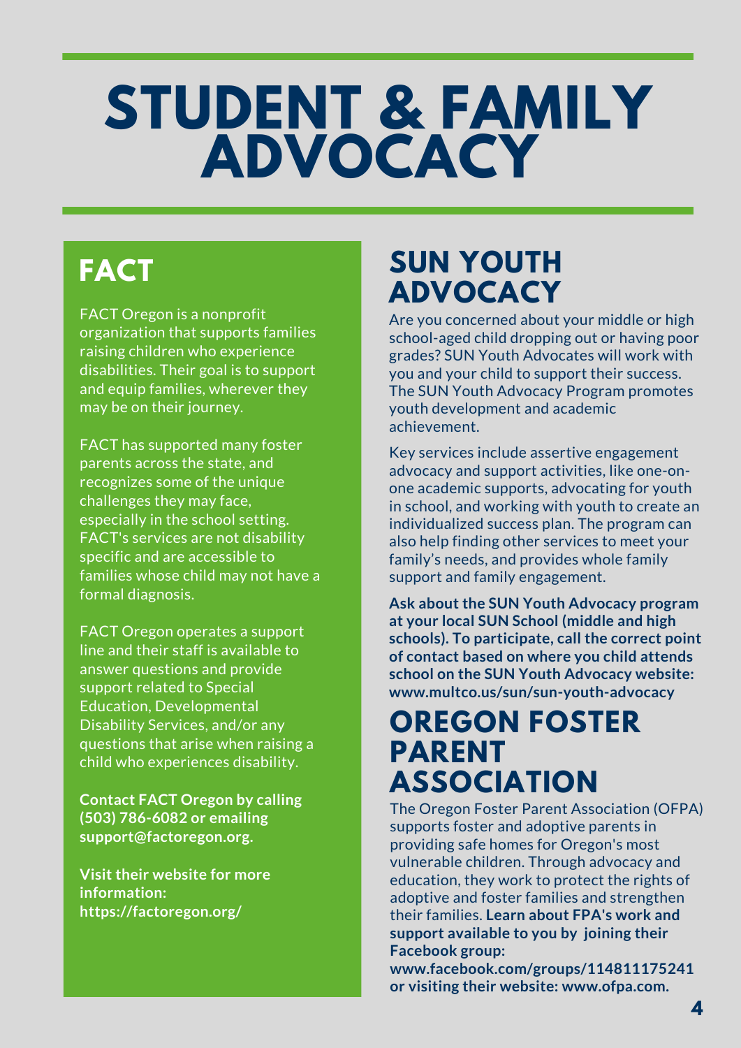# STUDENT & FAMILY ADVOCACY

## FACT

FACT Oregon is a nonprofit organization that supports families raising children who experience disabilities. Their goal is to support and equip families, wherever they may be on their journey.

FACT has supported many foster parents across the state, and recognizes some of the unique challenges they may face, especially in the school setting. FACT's services are not disability specific and are accessible to families whose child may not have a formal diagnosis.

FACT Oregon operates a support line and their staff is available to answer questions and provide support related to Special Education, Developmental Disability Services, and/or any questions that arise when raising a child who experiences disability.

**Contact FACT Oregon by calling (503) 786-6082 or emailing support@factoregon.org.**

**Visit their website for more information: https://factoregon.org/**

## SUN YOUTH ADVOCACY

Are you concerned about your middle or high school-aged child dropping out or having poor grades? SUN Youth Advocates will work with you and your child to support their success. The SUN Youth Advocacy Program promotes youth development and academic achievement.

Key services include assertive engagement advocacy and support activities, like one-on-one academic supports, advocating for youth in school, and working with youth to create an individualized success plan. The program can also help finding other services to meet your family's needs, and provides whole family support and family engagement.

**Ask about the SUN Youth Advocacy program at your local SUN School (middle and high schools). To participate, call the correct point of contact based on where you child attends school on the SUN Youth Advocacy website: www.multco.us/sun/sun-youth-advocacy**

## OREGON FOSTER PARENT ASSOCIATION

The Oregon Foster Parent Association (OFPA) supports foster and adoptive parents in providing safe homes for Oregon's most vulnerable children. Through advocacy and education, they work to protect the rights of adoptive and foster families and strengthen their families. **Learn about FPA's work and support available to you by joining their Facebook group: www.facebook.com/groups/114811175241 or visiting their website: www.ofpa.com.**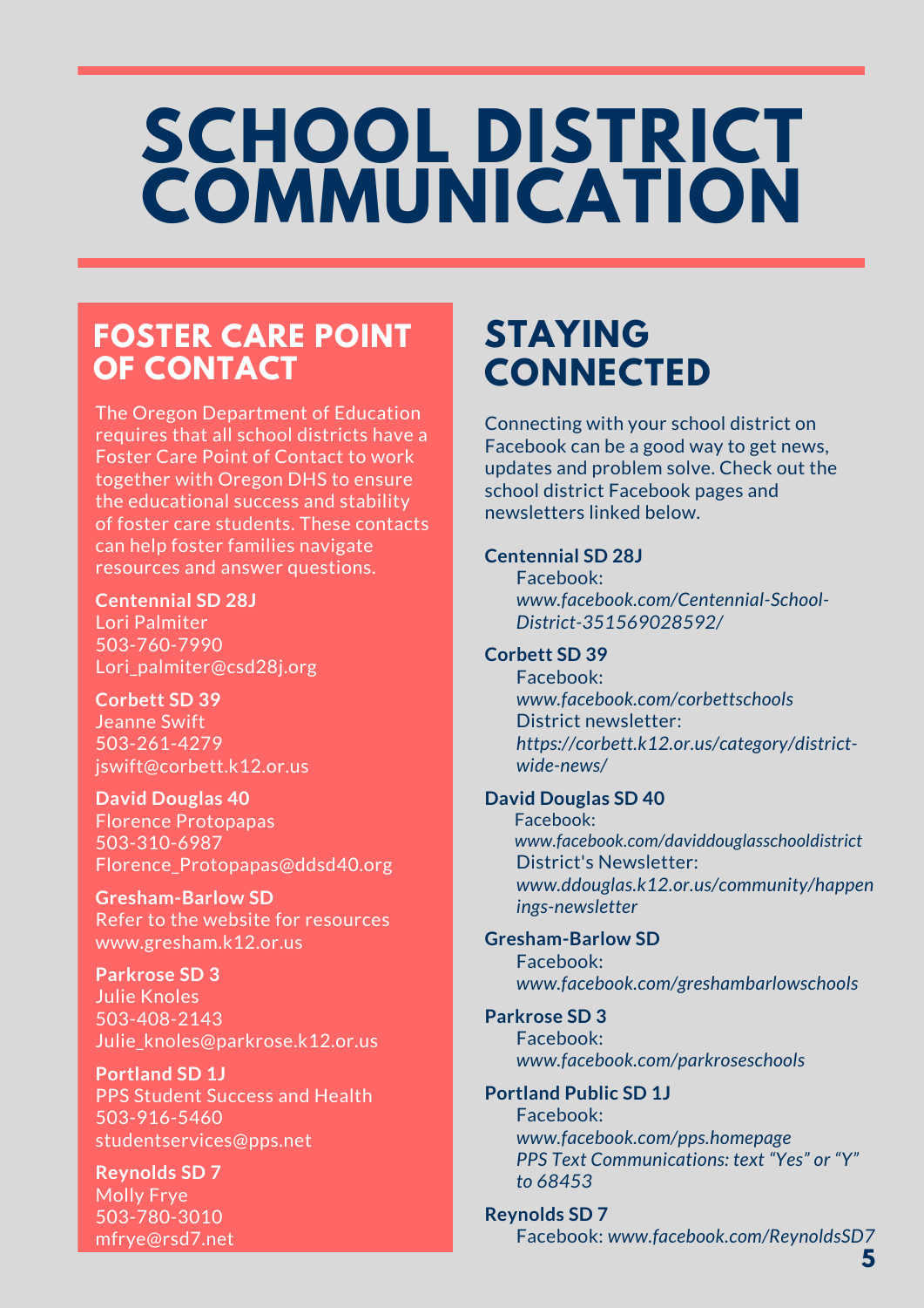# SCHOOL DISTRICT COMMUNICATION

## FOSTER CARE POINT OF CONTACT

The Oregon Department of Education requires that all school districts have a Foster Care Point of Contact to work together with Oregon DHS to ensure the educational success and stability of foster care students. These contacts can help foster families navigate resources and answer questions.

**Centennial SD 28J**
Lori Palmiter
503-760-7990
Lori_palmiter@csd28j.org

**Corbett SD 39**
Jeanne Swift
503-261-4279
jswift@corbett.k12.or.us

**David Douglas 40**
Florence Protopapas
503-310-6987
Florence_Protopapas@ddsd40.org

**Gresham-Barlow SD**
Refer to the website for resources
www.gresham.k12.or.us

**Parkrose SD 3**
Julie Knoles
503-408-2143
Julie_knoles@parkrose.k12.or.us

**Portland SD 1J**
PPS Student Success and Health
503-916-5460
studentservices@pps.net

**Reynolds SD 7**
Molly Frye
503-780-3010
mfrye@rsd7.net

## STAYING CONNECTED

Connecting with your school district on Facebook can be a good way to get news, updates and problem solve. Check out the school district Facebook pages and newsletters linked below.

**Centennial SD 28J**
Facebook:
*www.facebook.com/Centennial-School-District-351569028592/*

**Corbett SD 39**
Facebook:
*www.facebook.com/corbettschools*
District newsletter:
*https://corbett.k12.or.us/category/district-wide-news/*

**David Douglas SD 40**
Facebook:
*www.facebook.com/daviddouglasschooldistrict*
District's Newsletter:
*www.ddouglas.k12.or.us/community/happenings-newsletter*

**Gresham-Barlow SD**
Facebook:
*www.facebook.com/greshambarlowschools*

**Parkrose SD 3**
Facebook:
*www.facebook.com/parkroseschools*

**Portland Public SD 1J**
Facebook:
*www.facebook.com/pps.homepage*
*PPS Text Communications: text "Yes" or "Y" to 68453*

**Reynolds SD 7**
Facebook: *www.facebook.com/ReynoldsSD7*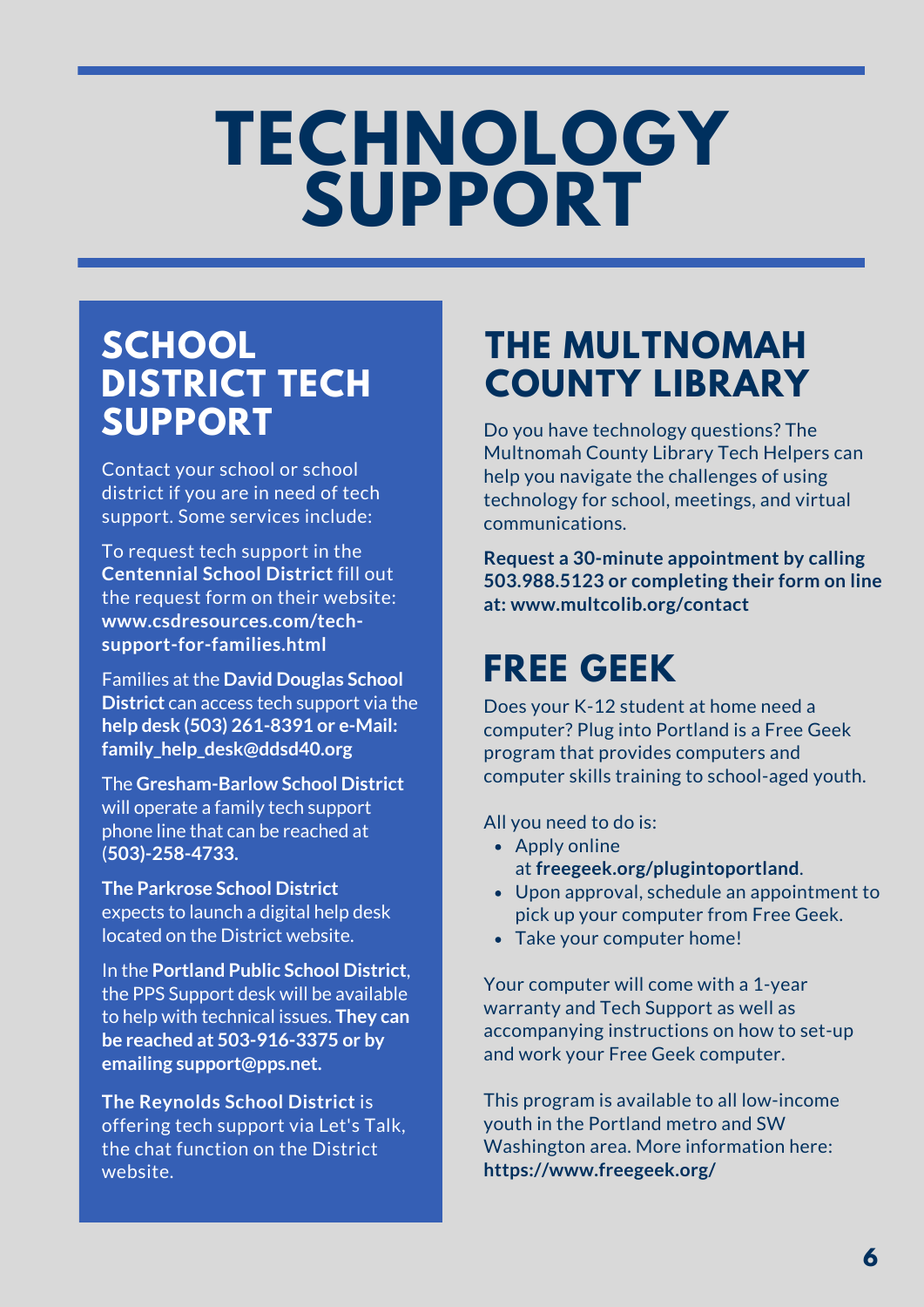# TECHNOLOGY SUPPORT

## SCHOOL DISTRICT TECH SUPPORT

Contact your school or school district if you are in need of tech support. Some services include:

To request tech support in the **Centennial School District** fill out the request form on their website: **www.csdresources.com/tech-support-for-families.html**

Families at the **David Douglas School District** can access tech support via the **help desk (503) 261-8391 or e-Mail: family_help_desk@ddsd40.org**

The **Gresham-Barlow School District** will operate a family tech support phone line that can be reached at (**503)-258-4733.**

**The Parkrose School District** expects to launch a digital help desk located on the District website.

In the **Portland Public School District**, the PPS Support desk will be available to help with technical issues. **They can be reached at 503-916-3375 or by emailing support@pps.net.**

**The Reynolds School District** is offering tech support via Let's Talk, the chat function on the District website.

## THE MULTNOMAH COUNTY LIBRARY

Do you have technology questions? The Multnomah County Library Tech Helpers can help you navigate the challenges of using technology for school, meetings, and virtual communications.

**Request a 30-minute appointment by calling 503.988.5123 or completing their form on line at: www.multcolib.org/contact**

## FREE GEEK

Does your K-12 student at home need a computer? Plug into Portland is a Free Geek program that provides computers and computer skills training to school-aged youth.

All you need to do is:

- Apply online at **freegeek.org/plugintoportland**.
- Upon approval, schedule an appointment to pick up your computer from Free Geek.
- Take your computer home!

Your computer will come with a 1-year warranty and Tech Support as well as accompanying instructions on how to set-up and work your Free Geek computer.

This program is available to all low-income youth in the Portland metro and SW Washington area. More information here: **https://www.freegeek.org/**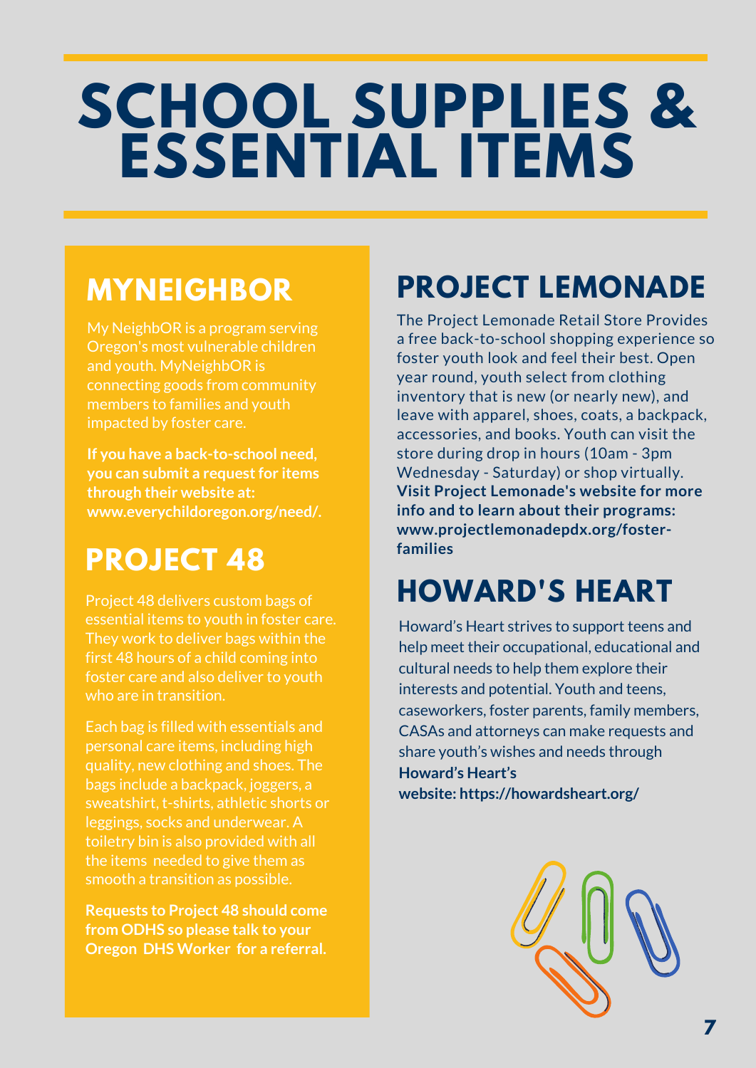# SCHOOL SUPPLIES & ESSENTIAL ITEMS

## MYNEIGHBOR

My NeighbOR is a program serving Oregon's most vulnerable children and youth. MyNeighbOR is connecting goods from community members to families and youth impacted by foster care.

**If you have a back-to-school need, you can submit a request for items through their website at: www.everychildoregon.org/need/.**

## PROJECT 48

Project 48 delivers custom bags of essential items to youth in foster care. They work to deliver bags within the first 48 hours of a child coming into foster care and also deliver to youth who are in transition.

Each bag is filled with essentials and personal care items, including high quality, new clothing and shoes. The bags include a backpack, joggers, a sweatshirt, t-shirts, athletic shorts or leggings, socks and underwear. A toiletry bin is also provided with all the items needed to give them as smooth a transition as possible.

**Requests to Project 48 should come from ODHS so please talk to your Oregon DHS Worker for a referral.**

## PROJECT LEMONADE

The Project Lemonade Retail Store Provides a free back-to-school shopping experience so foster youth look and feel their best. Open year round, youth select from clothing inventory that is new (or nearly new), and leave with apparel, shoes, coats, a backpack, accessories, and books. Youth can visit the store during drop in hours (10am - 3pm Wednesday - Saturday) or shop virtually. **Visit Project Lemonade's website for more info and to learn about their programs: www.projectlemonadepdx.org/foster-families**

## HOWARD'S HEART

Howard's Heart strives to support teens and help meet their occupational, educational and cultural needs to help them explore their interests and potential. Youth and teens, caseworkers, foster parents, family members, CASAs and attorneys can make requests and share youth's wishes and needs through **Howard's Heart's website: https://howardsheart.org/**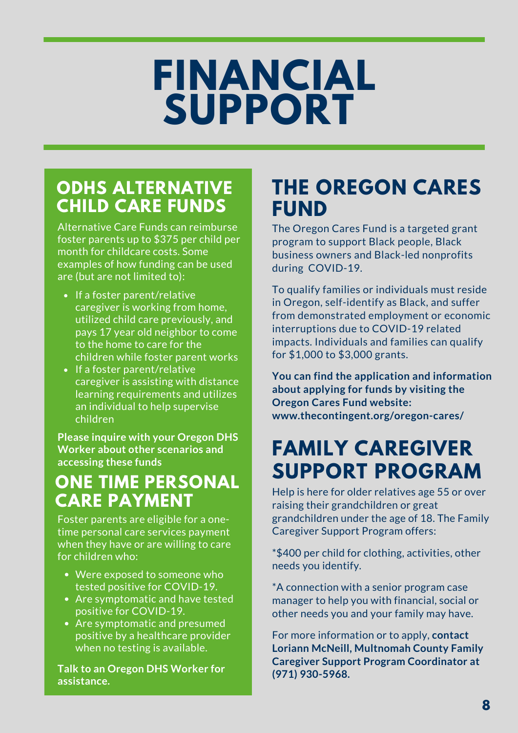# FINANCIAL SUPPORT

## ODHS ALTERNATIVE CHILD CARE FUNDS

Alternative Care Funds can reimburse foster parents up to $375 per child per month for childcare costs. Some examples of how funding can be used are (but are not limited to):

- If a foster parent/relative caregiver is working from home, utilized child care previously, and pays 17 year old neighbor to come to the home to care for the children while foster parent works
- If a foster parent/relative caregiver is assisting with distance learning requirements and utilizes an individual to help supervise children

**Please inquire with your Oregon DHS Worker about other scenarios and accessing these funds**

## ONE TIME PERSONAL CARE PAYMENT

Foster parents are eligible for a one-time personal care services payment when they have or are willing to care for children who:

- Were exposed to someone who tested positive for COVID-19.
- Are symptomatic and have tested positive for COVID-19.
- Are symptomatic and presumed positive by a healthcare provider when no testing is available.

**Talk to an Oregon DHS Worker for assistance.**

## THE OREGON CARES FUND

The Oregon Cares Fund is a targeted grant program to support Black people, Black business owners and Black-led nonprofits during COVID-19.

To qualify families or individuals must reside in Oregon, self-identify as Black, and suffer from demonstrated employment or economic interruptions due to COVID-19 related impacts. Individuals and families can qualify for $1,000 to $3,000 grants.

**You can find the application and information about applying for funds by visiting the Oregon Cares Fund website: www.thecontingent.org/oregon-cares/**

## FAMILY CAREGIVER SUPPORT PROGRAM

Help is here for older relatives age 55 or over raising their grandchildren or great grandchildren under the age of 18. The Family Caregiver Support Program offers:

*$400 per child for clothing, activities, other needs you identify.

*A connection with a senior program case manager to help you with financial, social or other needs you and your family may have.

For more information or to apply, **contact Loriann McNeill, Multnomah County Family Caregiver Support Program Coordinator at (971) 930-5968.**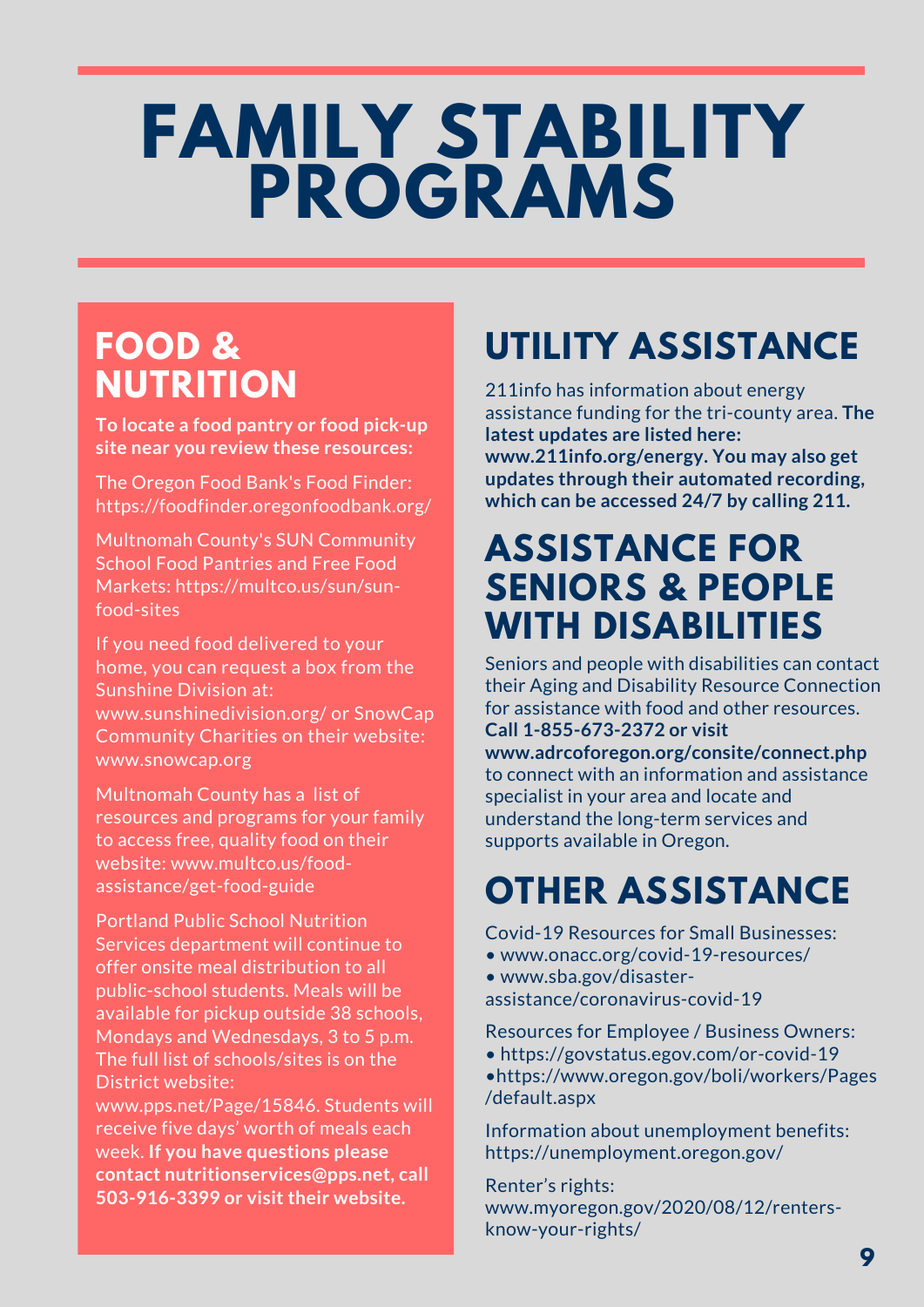# FAMILY STABILITY PROGRAMS

## FOOD & NUTRITION

**To locate a food pantry or food pick-up site near you review these resources:**

The Oregon Food Bank's Food Finder: https://foodfinder.oregonfoodbank.org/

Multnomah County's SUN Community School Food Pantries and Free Food Markets: https://multco.us/sun/sun-food-sites

If you need food delivered to your home, you can request a box from the Sunshine Division at: www.sunshinedivision.org/ or SnowCap Community Charities on their website: www.snowcap.org

Multnomah County has a list of resources and programs for your family to access free, quality food on their website: www.multco.us/food-assistance/get-food-guide

Portland Public School Nutrition Services department will continue to offer onsite meal distribution to all public-school students. Meals will be available for pickup outside 38 schools, Mondays and Wednesdays, 3 to 5 p.m. The full list of schools/sites is on the District website: www.pps.net/Page/15846. Students will receive five days' worth of meals each week. **If you have questions please contact nutritionservices@pps.net, call 503-916-3399 or visit their website.**

## UTILITY ASSISTANCE

211info has information about energy assistance funding for the tri-county area. **The latest updates are listed here: www.211info.org/energy. You may also get updates through their automated recording, which can be accessed 24/7 by calling 211.**

## ASSISTANCE FOR SENIORS & PEOPLE WITH DISABILITIES

Seniors and people with disabilities can contact their Aging and Disability Resource Connection for assistance with food and other resources. **Call 1-855-673-2372 or visit www.adrcoforegon.org/consite/connect.php** to connect with an information and assistance specialist in your area and locate and understand the long-term services and supports available in Oregon.

## OTHER ASSISTANCE

Covid-19 Resources for Small Businesses:

- www.onacc.org/covid-19-resources/
- www.sba.gov/disaster-assistance/coronavirus-covid-19

Resources for Employee / Business Owners:

- https://govstatus.egov.com/or-covid-19
- https://www.oregon.gov/boli/workers/Pages/default.aspx

Information about unemployment benefits: https://unemployment.oregon.gov/

Renter's rights: www.myoregon.gov/2020/08/12/renters-know-your-rights/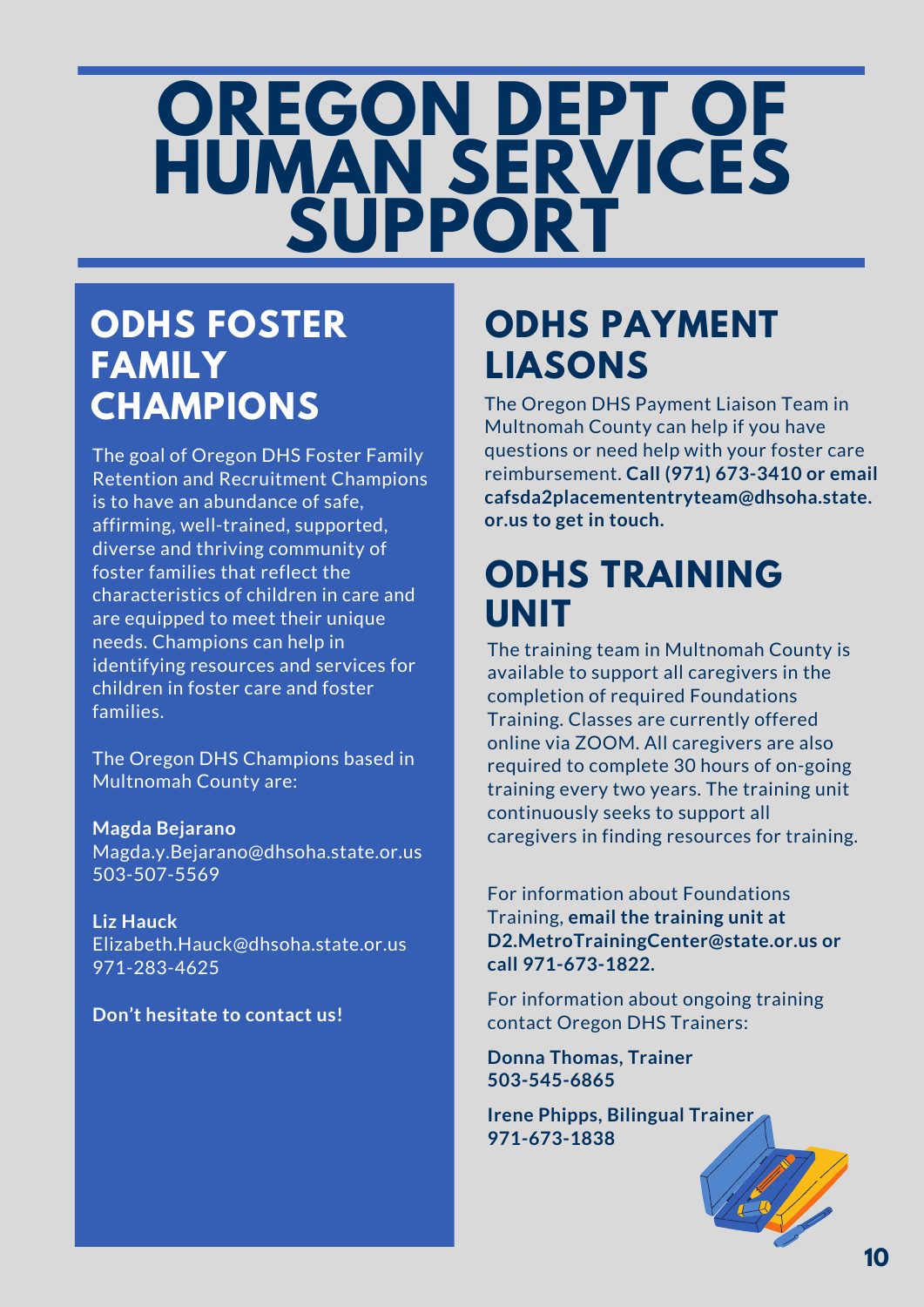# OREGON DEPT OF HUMAN SERVICES SUPPORT

## ODHS FOSTER FAMILY CHAMPIONS

The goal of Oregon DHS Foster Family Retention and Recruitment Champions is to have an abundance of safe, affirming, well-trained, supported, diverse and thriving community of foster families that reflect the characteristics of children in care and are equipped to meet their unique needs. Champions can help in identifying resources and services for children in foster care and foster families.

The Oregon DHS Champions based in Multnomah County are:

**Magda Bejarano**
Magda.y.Bejarano@dhsoha.state.or.us
503-507-5569

**Liz Hauck**
Elizabeth.Hauck@dhsoha.state.or.us
971-283-4625

**Don't hesitate to contact us!**

## ODHS PAYMENT LIASONS

The Oregon DHS Payment Liaison Team in Multnomah County can help if you have questions or need help with your foster care reimbursement. **Call (971) 673-3410 or email cafsda2placemententryteam@dhsoha.state.or.us to get in touch.**

## ODHS TRAINING UNIT

The training team in Multnomah County is available to support all caregivers in the completion of required Foundations Training. Classes are currently offered online via ZOOM. All caregivers are also required to complete 30 hours of on-going training every two years. The training unit continuously seeks to support all caregivers in finding resources for training.

For information about Foundations Training, **email the training unit at D2.MetroTrainingCenter@state.or.us or call 971-673-1822.**

For information about ongoing training contact Oregon DHS Trainers:

**Donna Thomas, Trainer**
**503-545-6865**

**Irene Phipps, Bilingual Trainer**
**971-673-1838**